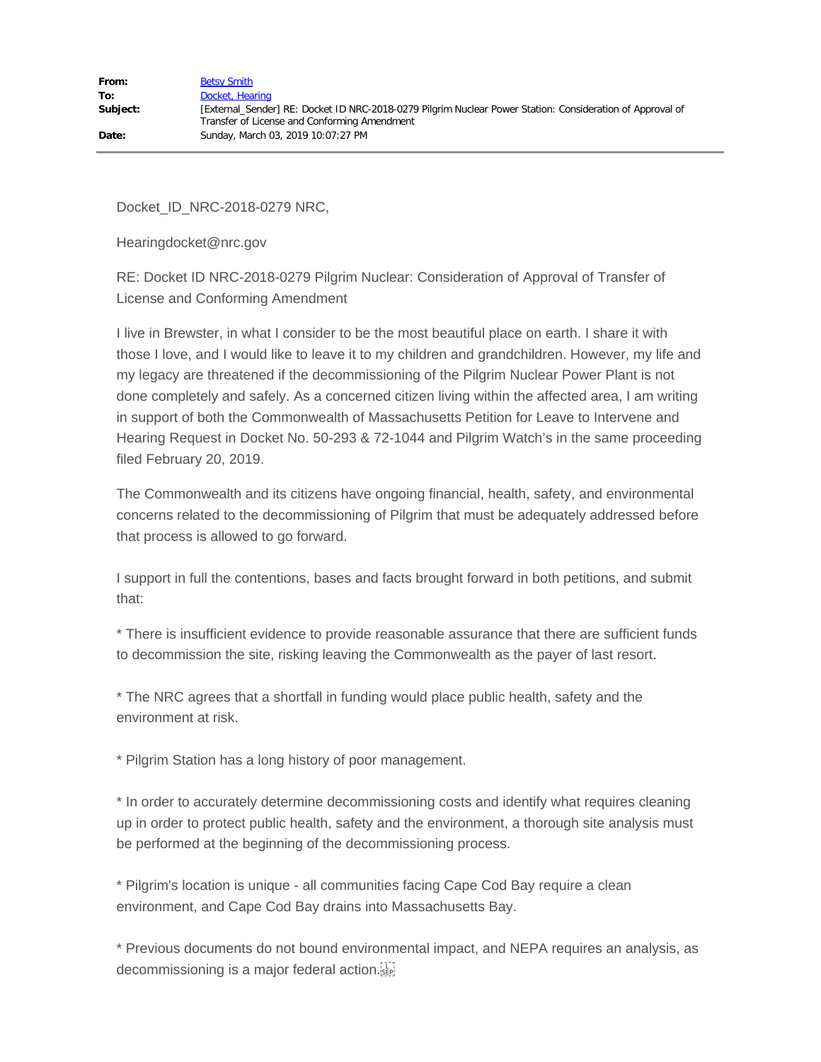| | |
|---|---|
| **From:** | Betsy Smith |
| **To:** | Docket, Hearing |
| **Subject:** | [External_Sender] RE: Docket ID NRC-2018-0279 Pilgrim Nuclear Power Station: Consideration of Approval of Transfer of License and Conforming Amendment |
| **Date:** | Sunday, March 03, 2019 10:07:27 PM |

Docket_ID_NRC-2018-0279 NRC,

Hearingdocket@nrc.gov

RE: Docket ID NRC-2018-0279 Pilgrim Nuclear: Consideration of Approval of Transfer of License and Conforming Amendment

I live in Brewster, in what I consider to be the most beautiful place on earth. I share it with those I love, and I would like to leave it to my children and grandchildren. However, my life and my legacy are threatened if the decommissioning of the Pilgrim Nuclear Power Plant is not done completely and safely. As a concerned citizen living within the affected area, I am writing in support of both the Commonwealth of Massachusetts Petition for Leave to Intervene and Hearing Request in Docket No. 50-293 & 72-1044 and Pilgrim Watch's in the same proceeding filed February 20, 2019.

The Commonwealth and its citizens have ongoing financial, health, safety, and environmental concerns related to the decommissioning of Pilgrim that must be adequately addressed before that process is allowed to go forward.

I support in full the contentions, bases and facts brought forward in both petitions, and submit that:

* There is insufficient evidence to provide reasonable assurance that there are sufficient funds to decommission the site, risking leaving the Commonwealth as the payer of last resort.

* The NRC agrees that a shortfall in funding would place public health, safety and the environment at risk.

* Pilgrim Station has a long history of poor management.

* In order to accurately determine decommissioning costs and identify what requires cleaning up in order to protect public health, safety and the environment, a thorough site analysis must be performed at the beginning of the decommissioning process.

* Pilgrim's location is unique - all communities facing Cape Cod Bay require a clean environment, and Cape Cod Bay drains into Massachusetts Bay.

* Previous documents do not bound environmental impact, and NEPA requires an analysis, as decommissioning is a major federal action.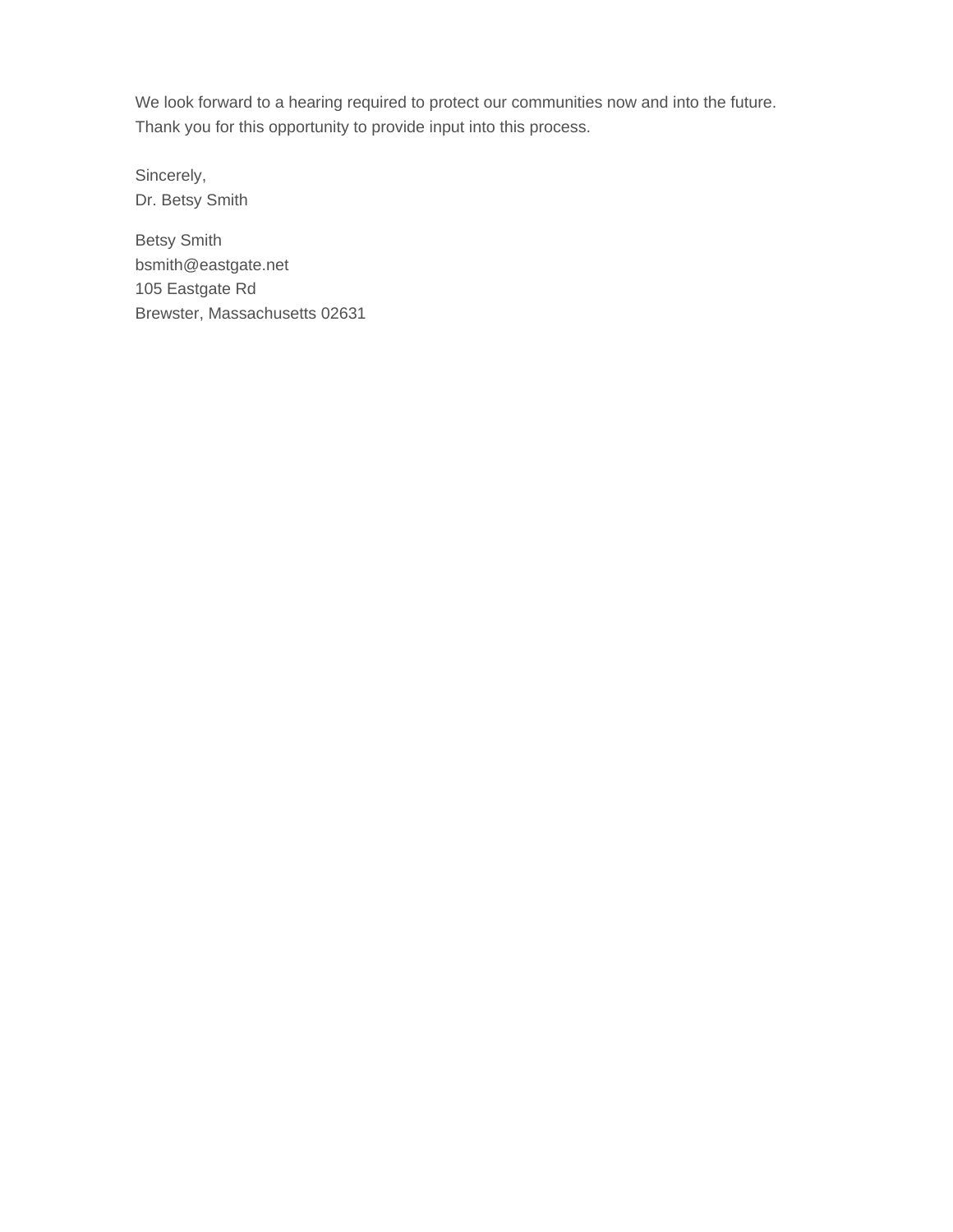We look forward to a hearing required to protect our communities now and into the future.
Thank you for this opportunity to provide input into this process.

Sincerely,
Dr. Betsy Smith

Betsy Smith
bsmith@eastgate.net
105 Eastgate Rd
Brewster, Massachusetts 02631